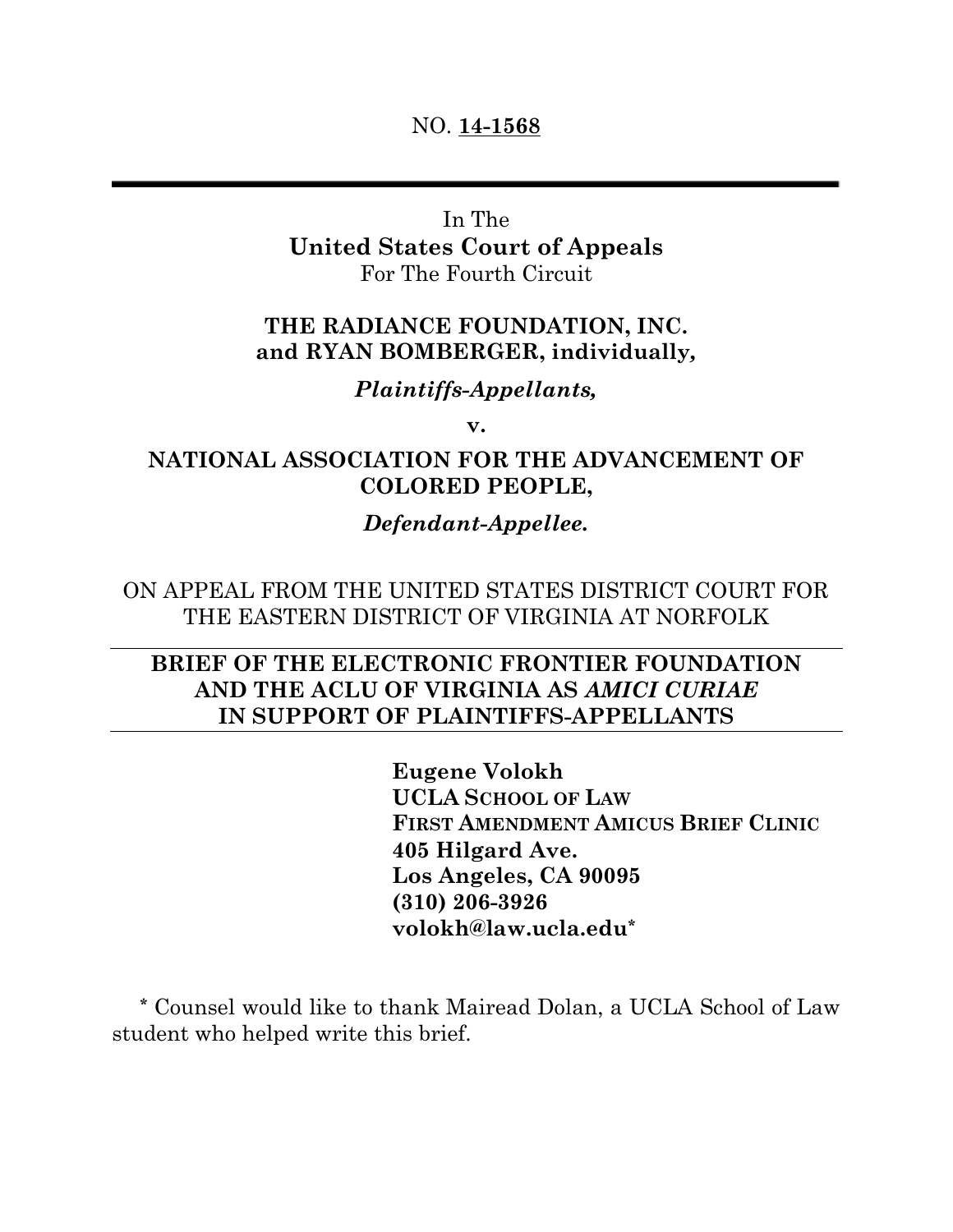NO. **14-1568**

---

In The
**United States Court of Appeals**
For The Fourth Circuit

**THE RADIANCE FOUNDATION, INC.**
**and RYAN BOMBERGER, individually,**

***Plaintiffs-Appellants,***

**v.**

**NATIONAL ASSOCIATION FOR THE ADVANCEMENT OF COLORED PEOPLE,**

***Defendant-Appellee.***

ON APPEAL FROM THE UNITED STATES DISTRICT COURT FOR THE EASTERN DISTRICT OF VIRGINIA AT NORFOLK

---

**BRIEF OF THE ELECTRONIC FRONTIER FOUNDATION AND THE ACLU OF VIRGINIA AS *AMICI CURIAE* IN SUPPORT OF PLAINTIFFS-APPELLANTS**

---

**Eugene Volokh**
**UCLA SCHOOL OF LAW**
**FIRST AMENDMENT AMICUS BRIEF CLINIC**
**405 Hilgard Ave.**
**Los Angeles, CA 90095**
**(310) 206-3926**
**volokh@law.ucla.edu***

\* Counsel would like to thank Mairead Dolan, a UCLA School of Law student who helped write this brief.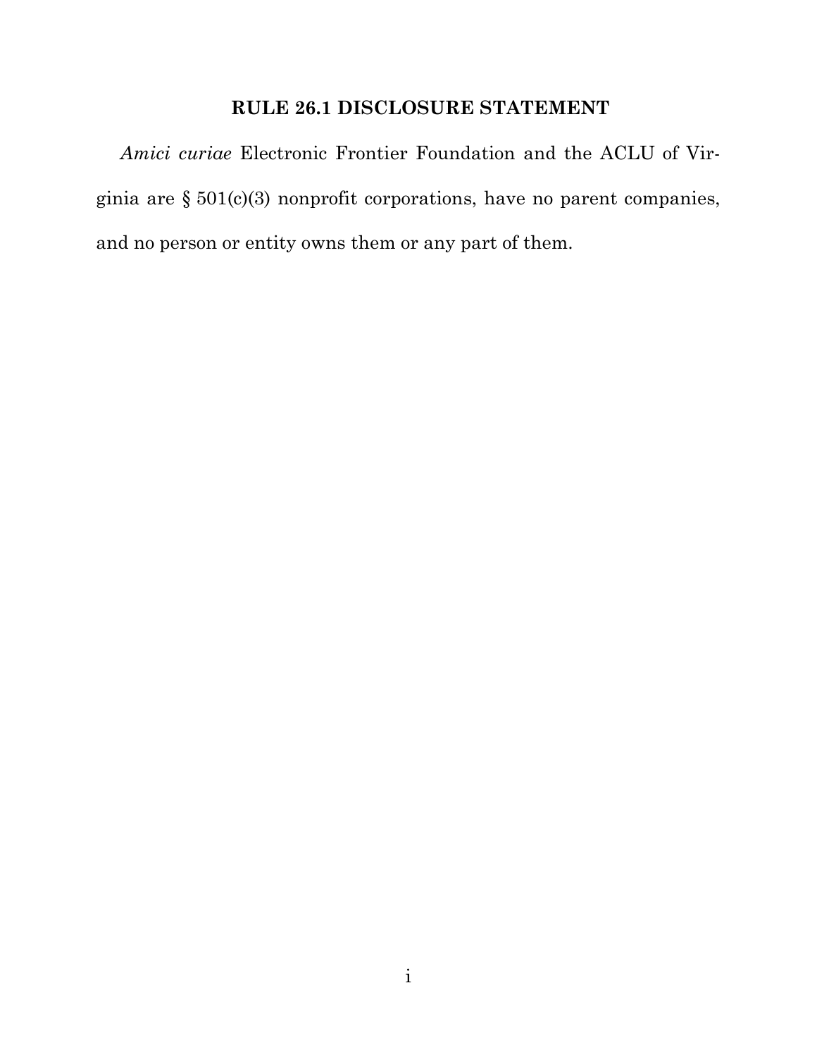## RULE 26.1 DISCLOSURE STATEMENT

*Amici curiae* Electronic Frontier Foundation and the ACLU of Virginia are § 501(c)(3) nonprofit corporations, have no parent companies, and no person or entity owns them or any part of them.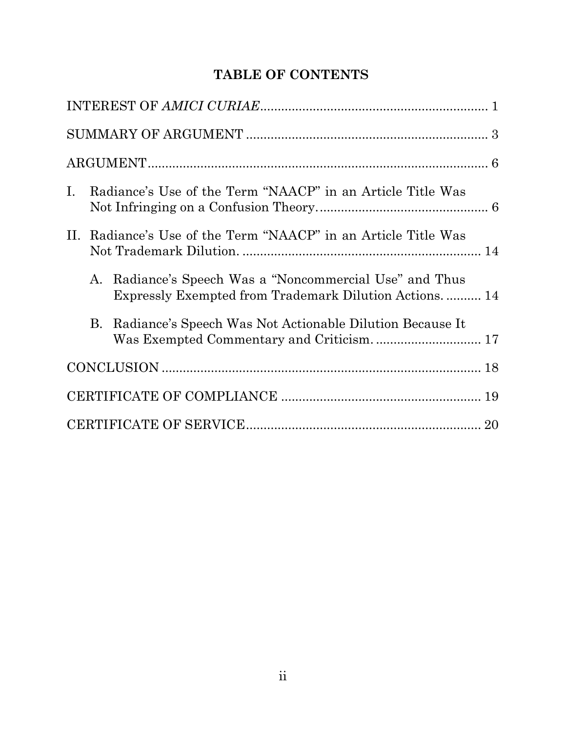**TABLE OF CONTENTS**

INTEREST OF *AMICI CURIAE* ................................................................ 1

SUMMARY OF ARGUMENT ..................................................................... 3

ARGUMENT ............................................................................................. 6

I. Radiance's Use of the Term "NAACP" in an Article Title Was Not Infringing on a Confusion Theory. ................................................ 6

II. Radiance's Use of the Term "NAACP" in an Article Title Was Not Trademark Dilution. .................................................................... 14

  A. Radiance's Speech Was a "Noncommercial Use" and Thus Expressly Exempted from Trademark Dilution Actions. .......... 14

  B. Radiance's Speech Was Not Actionable Dilution Because It Was Exempted Commentary and Criticism. ............................. 17

CONCLUSION .......................................................................................... 18

CERTIFICATE OF COMPLIANCE ........................................................ 19

CERTIFICATE OF SERVICE .................................................................. 20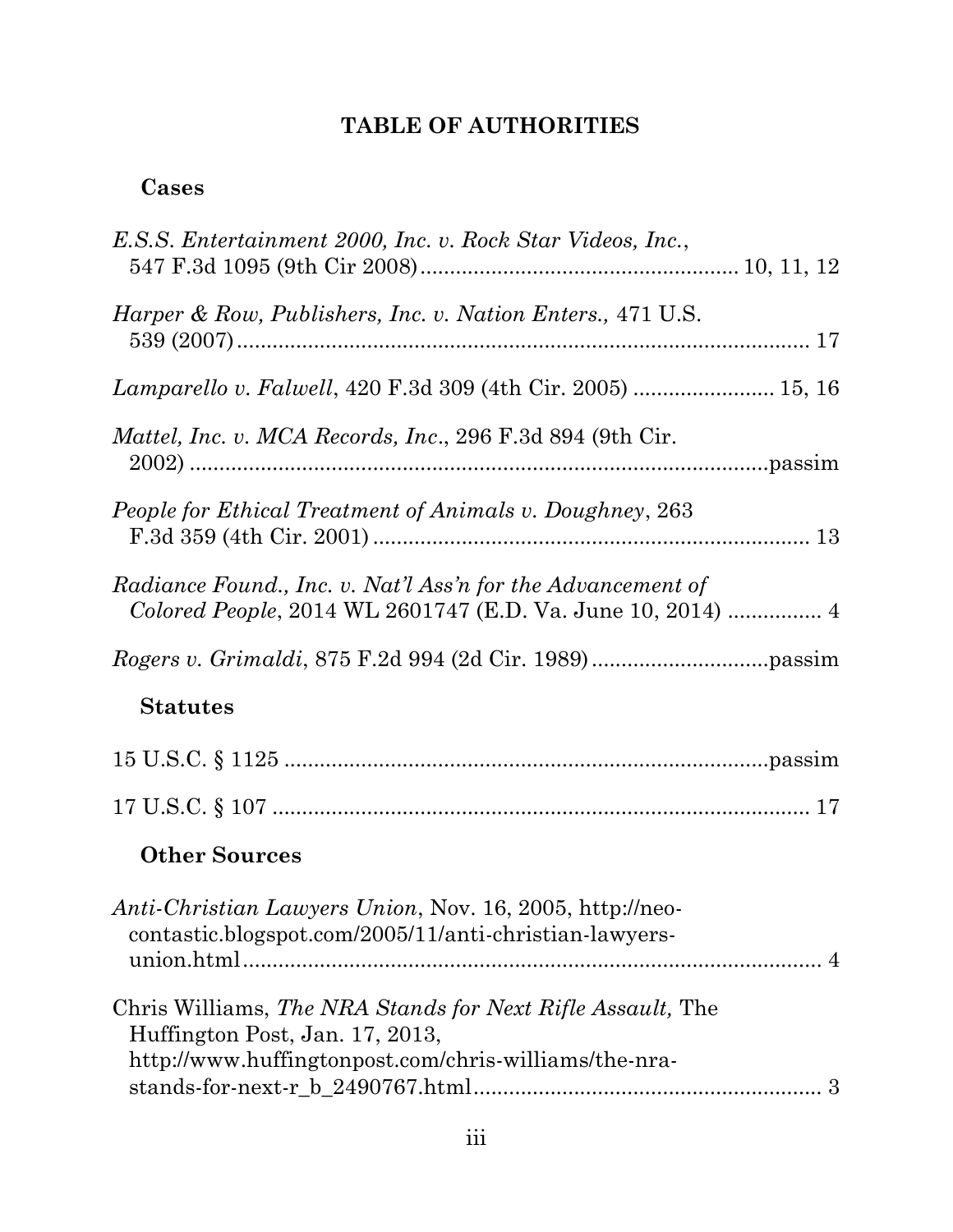# TABLE OF AUTHORITIES

## Cases

*E.S.S. Entertainment 2000, Inc. v. Rock Star Videos, Inc.*, 547 F.3d 1095 (9th Cir 2008) .................................................... 10, 11, 12

*Harper & Row, Publishers, Inc. v. Nation Enters.,* 471 U.S. 539 (2007) ................................................................................................ 17

*Lamparello v. Falwell*, 420 F.3d 309 (4th Cir. 2005) ........................ 15, 16

*Mattel, Inc. v. MCA Records, Inc*., 296 F.3d 894 (9th Cir. 2002) ...............................................................................................passim

*People for Ethical Treatment of Animals v. Doughney*, 263 F.3d 359 (4th Cir. 2001) .......................................................................... 13

*Radiance Found., Inc. v. Nat'l Ass'n for the Advancement of Colored People*, 2014 WL 2601747 (E.D. Va. June 10, 2014) ................ 4

*Rogers v. Grimaldi*, 875 F.2d 994 (2d Cir. 1989) ..............................passim

## Statutes

15 U.S.C. § 1125 ................................................................................passim

17 U.S.C. § 107 .......................................................................................... 17

## Other Sources

*Anti-Christian Lawyers Union*, Nov. 16, 2005, http://neo-contastic.blogspot.com/2005/11/anti-christian-lawyers-union.html .................................................................................... 4

Chris Williams, *The NRA Stands for Next Rifle Assault,* The Huffington Post, Jan. 17, 2013, http://www.huffingtonpost.com/chris-williams/the-nra-stands-for-next-r_b_2490767.html .......................................................... 3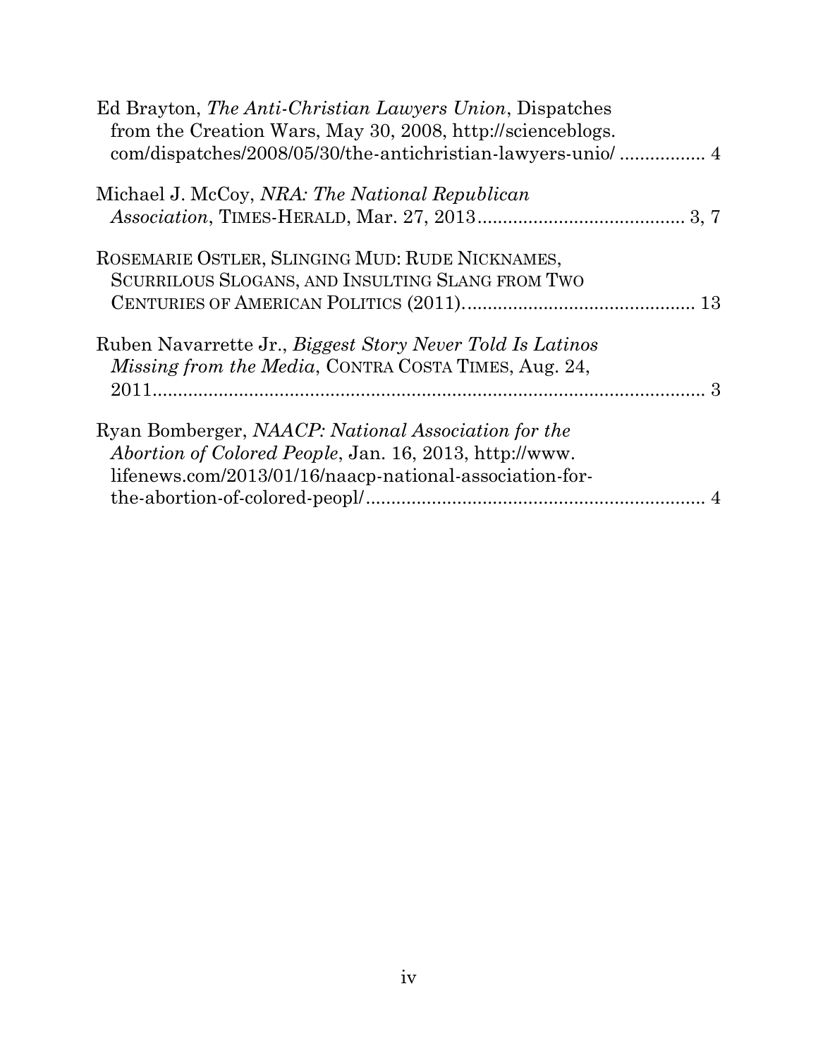Ed Brayton, *The Anti-Christian Lawyers Union*, Dispatches from the Creation Wars, May 30, 2008, http://scienceblogs.com/dispatches/2008/05/30/the-antichristian-lawyers-unio/ ................ 4

Michael J. McCoy, *NRA: The National Republican Association*, TIMES-HERALD, Mar. 27, 2013......................................... 3, 7

ROSEMARIE OSTLER, SLINGING MUD: RUDE NICKNAMES, SCURRILOUS SLOGANS, AND INSULTING SLANG FROM TWO CENTURIES OF AMERICAN POLITICS (2011)............................................. 13

Ruben Navarrette Jr., *Biggest Story Never Told Is Latinos Missing from the Media*, CONTRA COSTA TIMES, Aug. 24, 2011............................................................................................... 3

Ryan Bomberger, *NAACP: National Association for the Abortion of Colored People*, Jan. 16, 2013, http://www.lifenews.com/2013/01/16/naacp-national-association-for-the-abortion-of-colored-peopl/................................................................... 4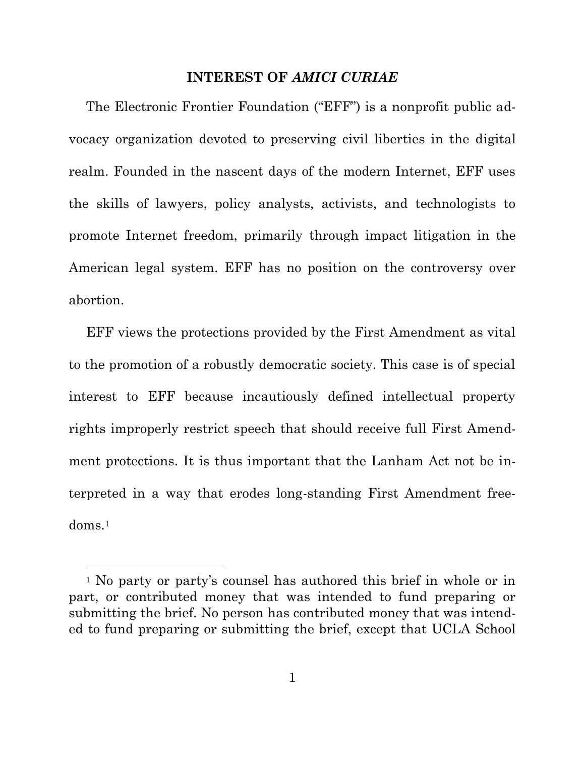## INTEREST OF *AMICI CURIAE*

The Electronic Frontier Foundation ("EFF") is a nonprofit public advocacy organization devoted to preserving civil liberties in the digital realm. Founded in the nascent days of the modern Internet, EFF uses the skills of lawyers, policy analysts, activists, and technologists to promote Internet freedom, primarily through impact litigation in the American legal system. EFF has no position on the controversy over abortion.

EFF views the protections provided by the First Amendment as vital to the promotion of a robustly democratic society. This case is of special interest to EFF because incautiously defined intellectual property rights improperly restrict speech that should receive full First Amendment protections. It is thus important that the Lanham Act not be interpreted in a way that erodes long-standing First Amendment freedoms.[1]

---

[1] No party or party's counsel has authored this brief in whole or in part, or contributed money that was intended to fund preparing or submitting the brief. No person has contributed money that was intended to fund preparing or submitting the brief, except that UCLA School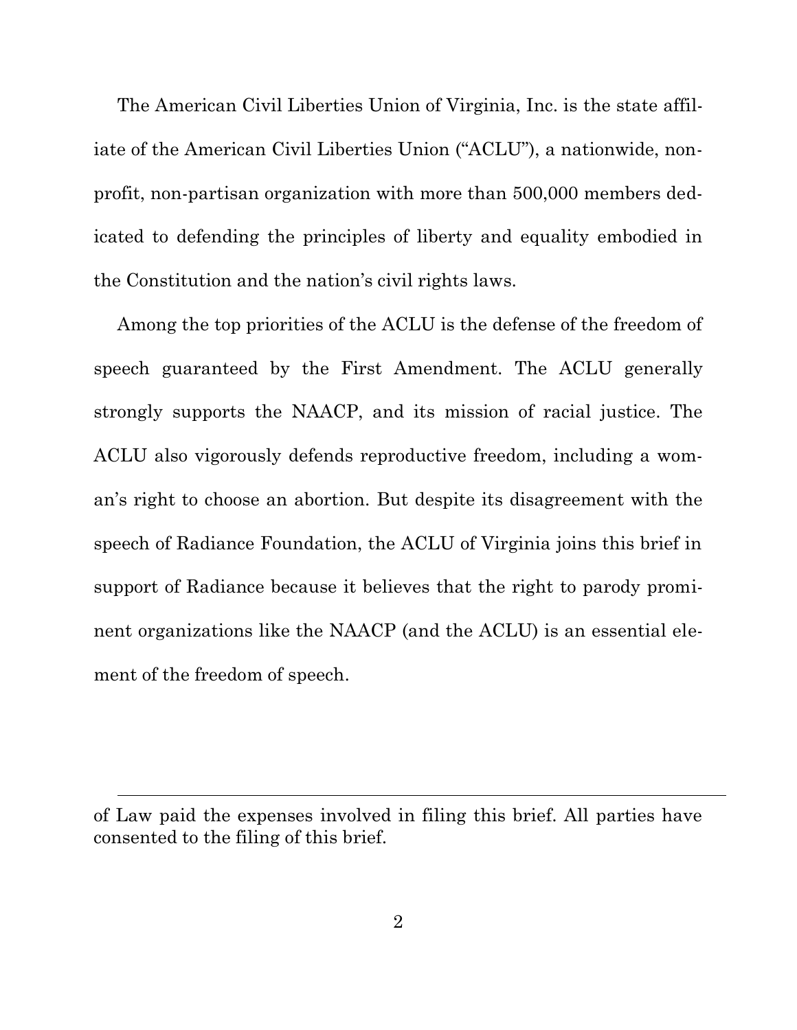The American Civil Liberties Union of Virginia, Inc. is the state affiliate of the American Civil Liberties Union ("ACLU"), a nationwide, non-profit, non-partisan organization with more than 500,000 members dedicated to defending the principles of liberty and equality embodied in the Constitution and the nation's civil rights laws.

Among the top priorities of the ACLU is the defense of the freedom of speech guaranteed by the First Amendment. The ACLU generally strongly supports the NAACP, and its mission of racial justice. The ACLU also vigorously defends reproductive freedom, including a woman's right to choose an abortion. But despite its disagreement with the speech of Radiance Foundation, the ACLU of Virginia joins this brief in support of Radiance because it believes that the right to parody prominent organizations like the NAACP (and the ACLU) is an essential element of the freedom of speech.

---

of Law paid the expenses involved in filing this brief. All parties have consented to the filing of this brief.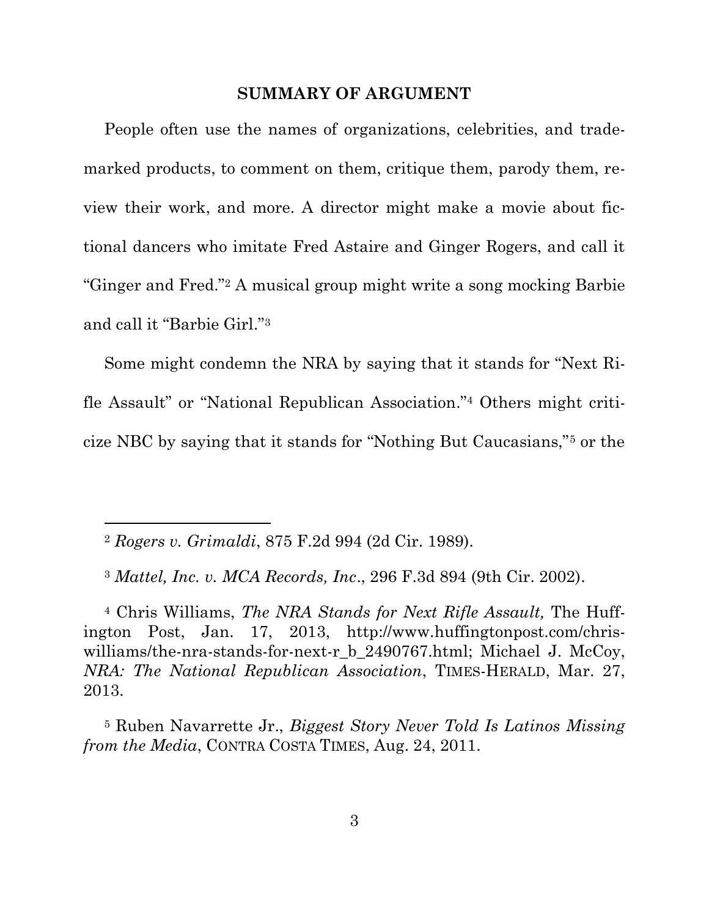## SUMMARY OF ARGUMENT

People often use the names of organizations, celebrities, and trademarked products, to comment on them, critique them, parody them, review their work, and more. A director might make a movie about fictional dancers who imitate Fred Astaire and Ginger Rogers, and call it "Ginger and Fred."[2] A musical group might write a song mocking Barbie and call it "Barbie Girl."[3]

Some might condemn the NRA by saying that it stands for "Next Rifle Assault" or "National Republican Association."[4] Others might criticize NBC by saying that it stands for "Nothing But Caucasians,"[5] or the

---

[2] *Rogers v. Grimaldi*, 875 F.2d 994 (2d Cir. 1989).

[3] *Mattel, Inc. v. MCA Records, Inc*., 296 F.3d 894 (9th Cir. 2002).

[4] Chris Williams, *The NRA Stands for Next Rifle Assault,* The Huffington Post, Jan. 17, 2013, http://www.huffingtonpost.com/chris-williams/the-nra-stands-for-next-r_b_2490767.html; Michael J. McCoy, *NRA: The National Republican Association*, TIMES-HERALD, Mar. 27, 2013.

[5] Ruben Navarrette Jr., *Biggest Story Never Told Is Latinos Missing from the Media*, CONTRA COSTA TIMES, Aug. 24, 2011.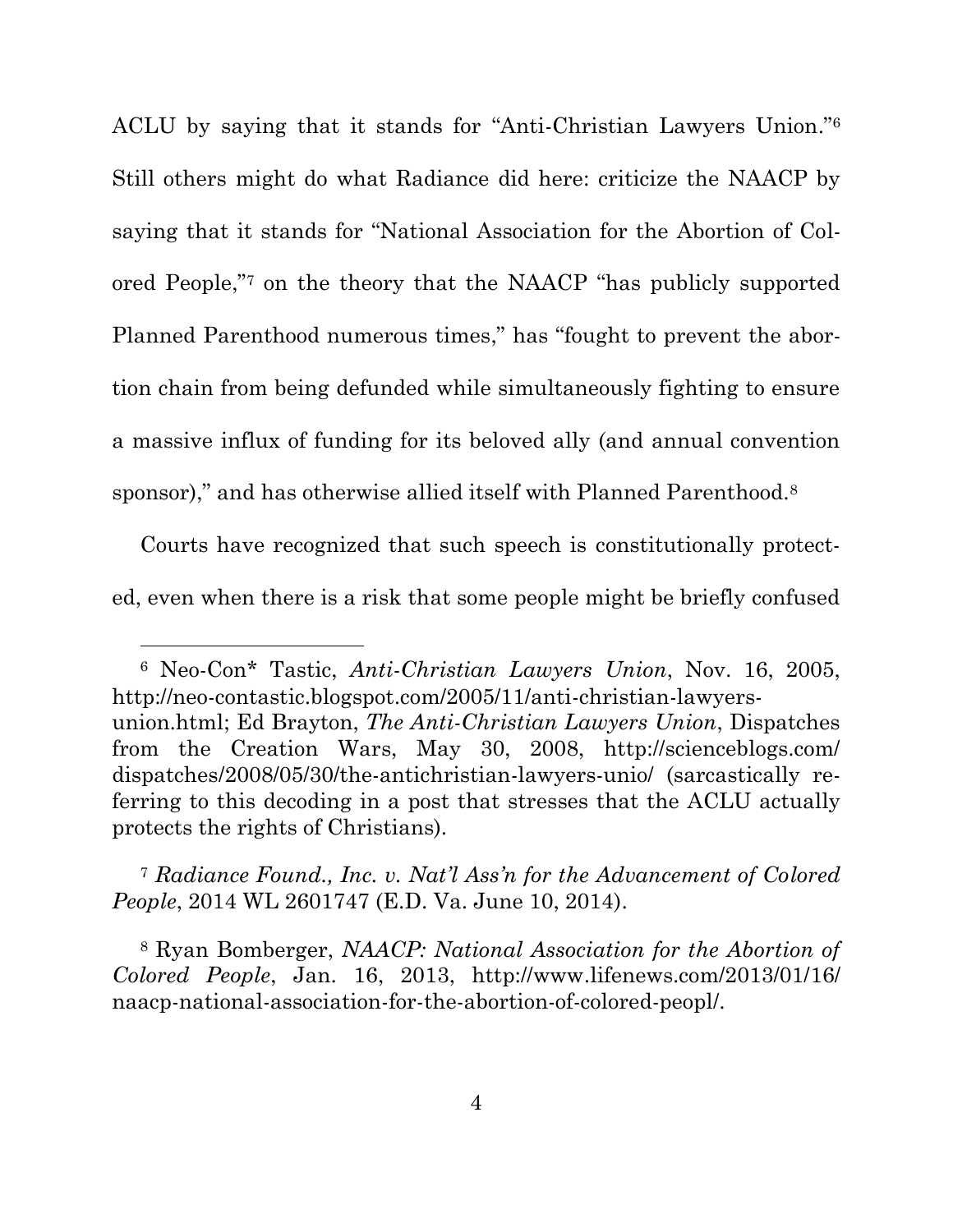ACLU by saying that it stands for "Anti-Christian Lawyers Union."[6] Still others might do what Radiance did here: criticize the NAACP by saying that it stands for "National Association for the Abortion of Colored People,"[7] on the theory that the NAACP "has publicly supported Planned Parenthood numerous times," has "fought to prevent the abortion chain from being defunded while simultaneously fighting to ensure a massive influx of funding for its beloved ally (and annual convention sponsor)," and has otherwise allied itself with Planned Parenthood.[8]

Courts have recognized that such speech is constitutionally protected, even when there is a risk that some people might be briefly confused

---

[6] Neo-Con* Tastic, *Anti-Christian Lawyers Union*, Nov. 16, 2005, http://neo-contastic.blogspot.com/2005/11/anti-christian-lawyers-union.html; Ed Brayton, *The Anti-Christian Lawyers Union*, Dispatches from the Creation Wars, May 30, 2008, http://scienceblogs.com/dispatches/2008/05/30/the-antichristian-lawyers-unio/ (sarcastically referring to this decoding in a post that stresses that the ACLU actually protects the rights of Christians).

[7] *Radiance Found., Inc. v. Nat'l Ass'n for the Advancement of Colored People*, 2014 WL 2601747 (E.D. Va. June 10, 2014).

[8] Ryan Bomberger, *NAACP: National Association for the Abortion of Colored People*, Jan. 16, 2013, http://www.lifenews.com/2013/01/16/naacp-national-association-for-the-abortion-of-colored-peopl/.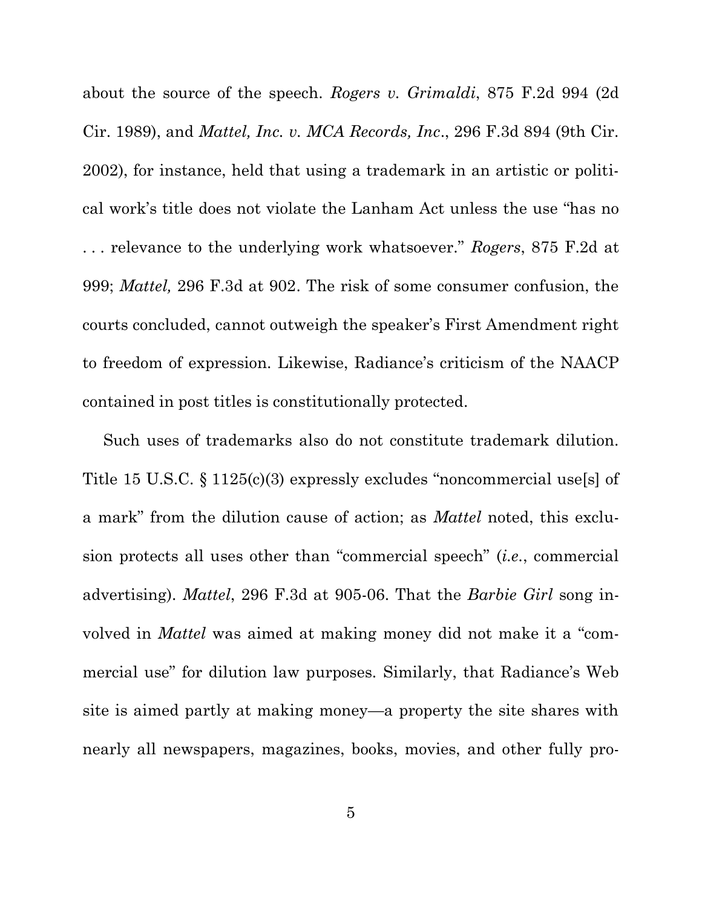about the source of the speech. *Rogers v. Grimaldi*, 875 F.2d 994 (2d Cir. 1989), and *Mattel, Inc. v. MCA Records, Inc*., 296 F.3d 894 (9th Cir. 2002), for instance, held that using a trademark in an artistic or political work's title does not violate the Lanham Act unless the use "has no . . . relevance to the underlying work whatsoever." *Rogers*, 875 F.2d at 999; *Mattel,* 296 F.3d at 902. The risk of some consumer confusion, the courts concluded, cannot outweigh the speaker's First Amendment right to freedom of expression. Likewise, Radiance's criticism of the NAACP contained in post titles is constitutionally protected.

Such uses of trademarks also do not constitute trademark dilution. Title 15 U.S.C. § 1125(c)(3) expressly excludes "noncommercial use[s] of a mark" from the dilution cause of action; as *Mattel* noted, this exclusion protects all uses other than "commercial speech" (*i.e.*, commercial advertising). *Mattel*, 296 F.3d at 905-06. That the *Barbie Girl* song involved in *Mattel* was aimed at making money did not make it a "commercial use" for dilution law purposes. Similarly, that Radiance's Web site is aimed partly at making money—a property the site shares with nearly all newspapers, magazines, books, movies, and other fully pro-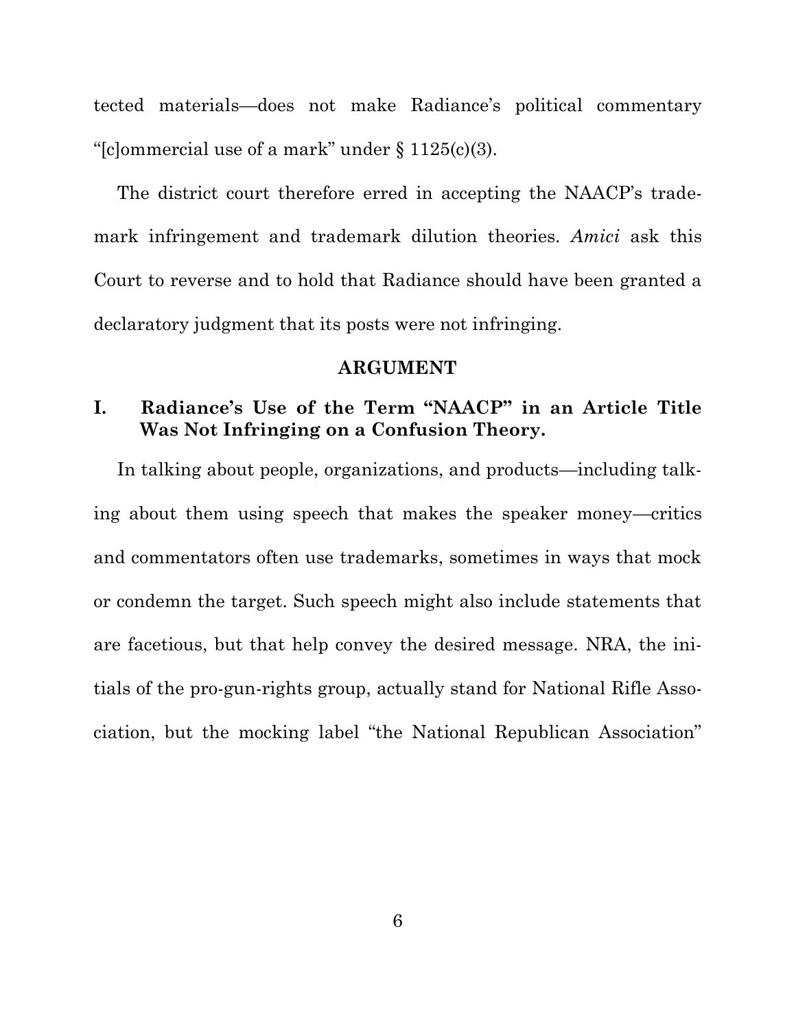tected materials—does not make Radiance's political commentary "[c]ommercial use of a mark" under § 1125(c)(3).

The district court therefore erred in accepting the NAACP's trademark infringement and trademark dilution theories. *Amici* ask this Court to reverse and to hold that Radiance should have been granted a declaratory judgment that its posts were not infringing.

## ARGUMENT

### I. Radiance's Use of the Term "NAACP" in an Article Title Was Not Infringing on a Confusion Theory.

In talking about people, organizations, and products—including talking about them using speech that makes the speaker money—critics and commentators often use trademarks, sometimes in ways that mock or condemn the target. Such speech might also include statements that are facetious, but that help convey the desired message. NRA, the initials of the pro-gun-rights group, actually stand for National Rifle Association, but the mocking label "the National Republican Association"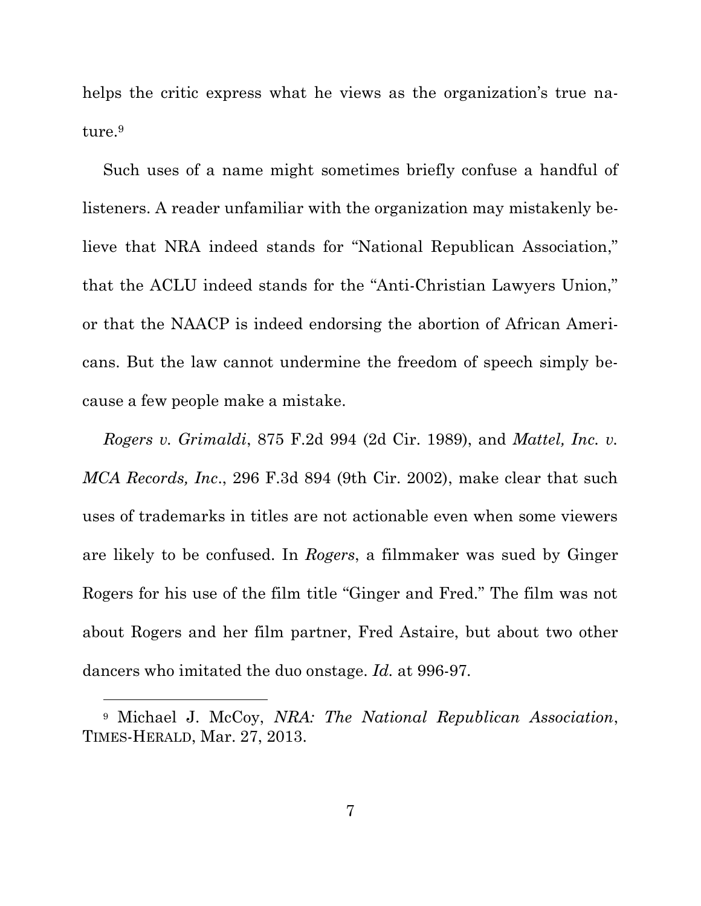helps the critic express what he views as the organization's true nature.[9]

Such uses of a name might sometimes briefly confuse a handful of listeners. A reader unfamiliar with the organization may mistakenly believe that NRA indeed stands for "National Republican Association," that the ACLU indeed stands for the "Anti-Christian Lawyers Union," or that the NAACP is indeed endorsing the abortion of African Americans. But the law cannot undermine the freedom of speech simply because a few people make a mistake.

*Rogers v. Grimaldi*, 875 F.2d 994 (2d Cir. 1989), and *Mattel, Inc. v. MCA Records, Inc.*, 296 F.3d 894 (9th Cir. 2002), make clear that such uses of trademarks in titles are not actionable even when some viewers are likely to be confused. In *Rogers*, a filmmaker was sued by Ginger Rogers for his use of the film title "Ginger and Fred." The film was not about Rogers and her film partner, Fred Astaire, but about two other dancers who imitated the duo onstage. *Id.* at 996-97.

---

[9] Michael J. McCoy, *NRA: The National Republican Association*, TIMES-HERALD, Mar. 27, 2013.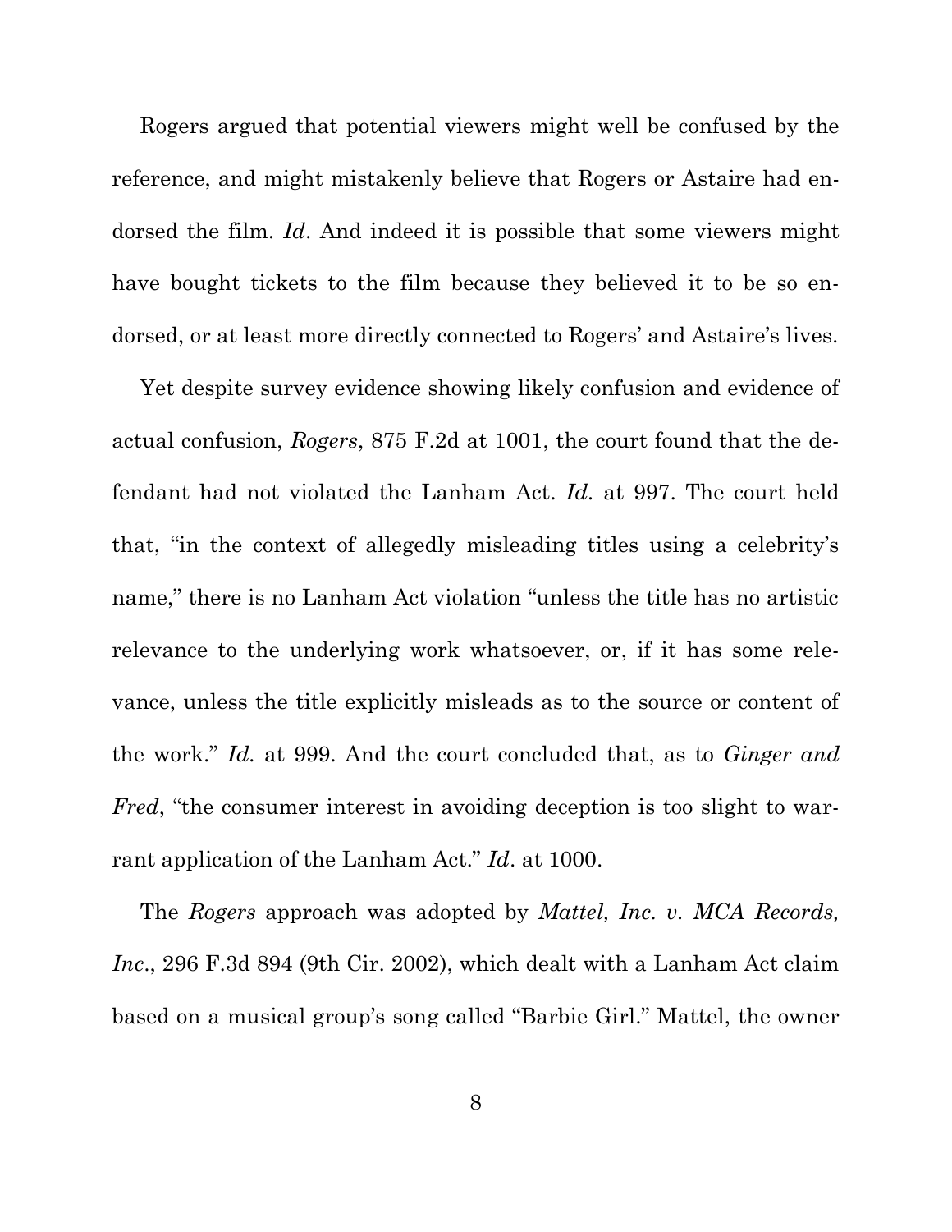Rogers argued that potential viewers might well be confused by the reference, and might mistakenly believe that Rogers or Astaire had endorsed the film. *Id*. And indeed it is possible that some viewers might have bought tickets to the film because they believed it to be so endorsed, or at least more directly connected to Rogers' and Astaire's lives.

Yet despite survey evidence showing likely confusion and evidence of actual confusion, *Rogers*, 875 F.2d at 1001, the court found that the defendant had not violated the Lanham Act. *Id*. at 997. The court held that, "in the context of allegedly misleading titles using a celebrity's name," there is no Lanham Act violation "unless the title has no artistic relevance to the underlying work whatsoever, or, if it has some relevance, unless the title explicitly misleads as to the source or content of the work." *Id.* at 999. And the court concluded that, as to *Ginger and Fred*, "the consumer interest in avoiding deception is too slight to warrant application of the Lanham Act." *Id*. at 1000.

The *Rogers* approach was adopted by *Mattel, Inc. v. MCA Records, Inc*., 296 F.3d 894 (9th Cir. 2002), which dealt with a Lanham Act claim based on a musical group's song called "Barbie Girl." Mattel, the owner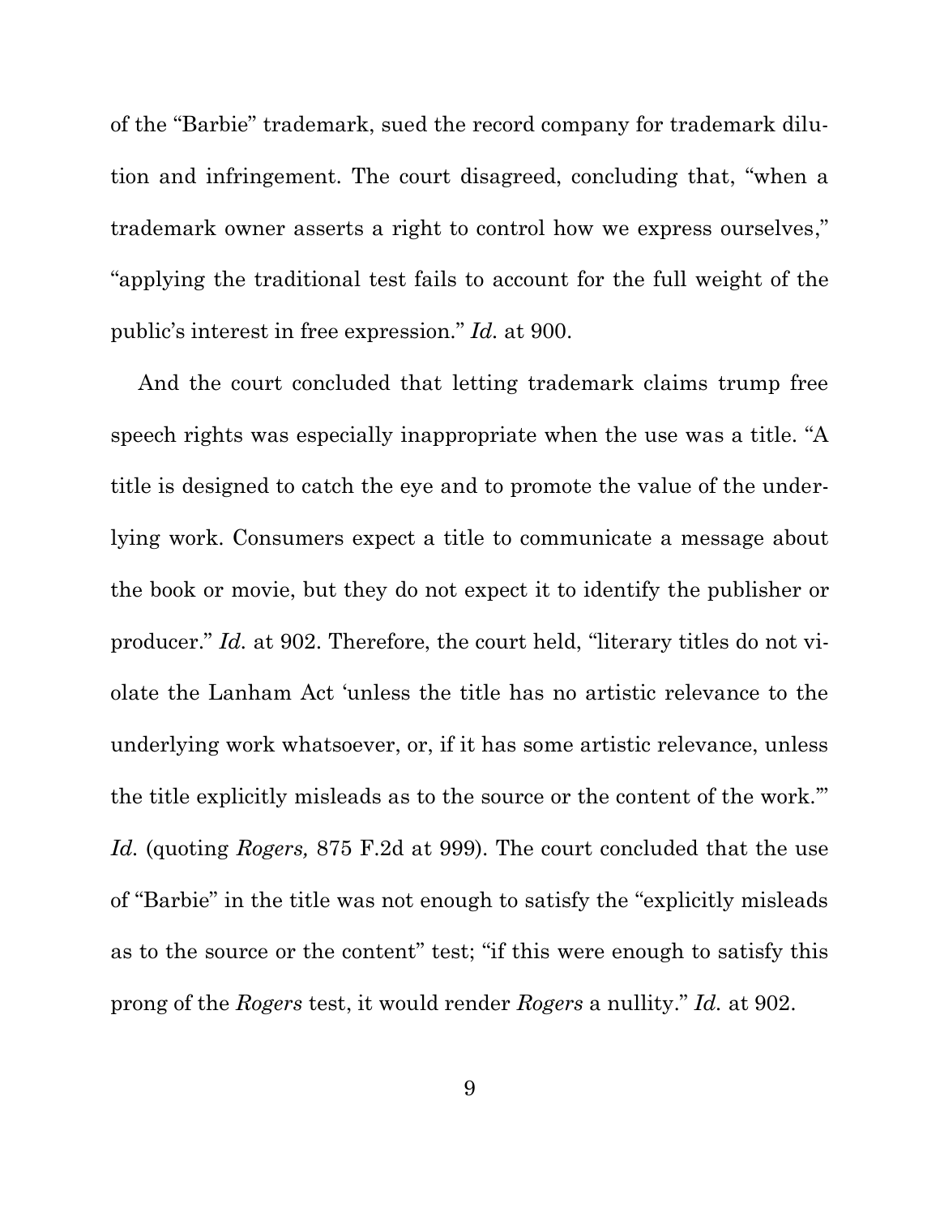of the "Barbie" trademark, sued the record company for trademark dilution and infringement. The court disagreed, concluding that, "when a trademark owner asserts a right to control how we express ourselves," "applying the traditional test fails to account for the full weight of the public's interest in free expression." *Id.* at 900.

And the court concluded that letting trademark claims trump free speech rights was especially inappropriate when the use was a title. "A title is designed to catch the eye and to promote the value of the underlying work. Consumers expect a title to communicate a message about the book or movie, but they do not expect it to identify the publisher or producer." *Id.* at 902. Therefore, the court held, "literary titles do not violate the Lanham Act 'unless the title has no artistic relevance to the underlying work whatsoever, or, if it has some artistic relevance, unless the title explicitly misleads as to the source or the content of the work.'" *Id.* (quoting *Rogers,* 875 F.2d at 999). The court concluded that the use of "Barbie" in the title was not enough to satisfy the "explicitly misleads as to the source or the content" test; "if this were enough to satisfy this prong of the *Rogers* test, it would render *Rogers* a nullity." *Id.* at 902.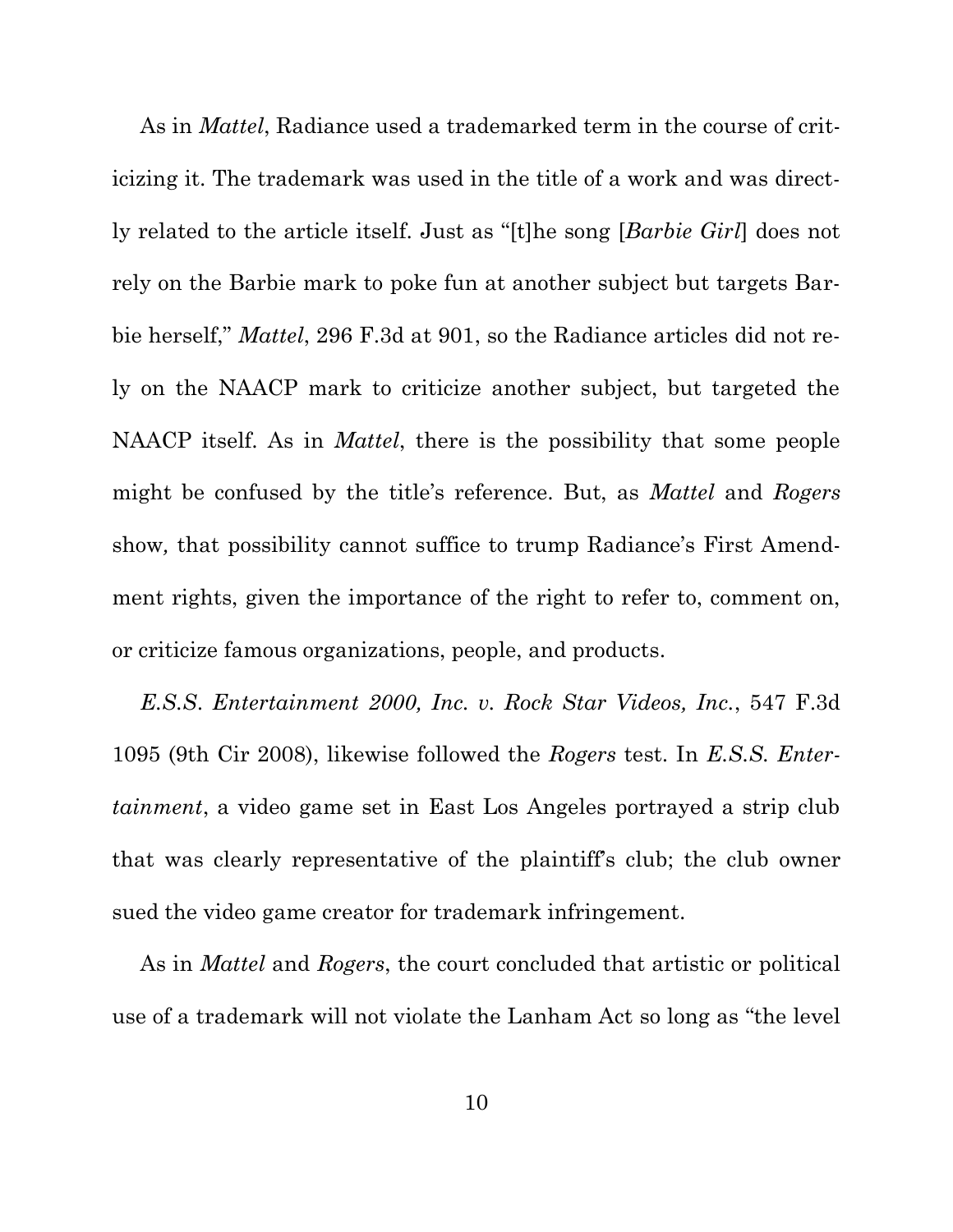As in *Mattel*, Radiance used a trademarked term in the course of criticizing it. The trademark was used in the title of a work and was directly related to the article itself. Just as "[t]he song [*Barbie Girl*] does not rely on the Barbie mark to poke fun at another subject but targets Barbie herself," *Mattel*, 296 F.3d at 901, so the Radiance articles did not rely on the NAACP mark to criticize another subject, but targeted the NAACP itself. As in *Mattel*, there is the possibility that some people might be confused by the title's reference. But, as *Mattel* and *Rogers* show, that possibility cannot suffice to trump Radiance's First Amendment rights, given the importance of the right to refer to, comment on, or criticize famous organizations, people, and products.

*E.S.S. Entertainment 2000, Inc. v. Rock Star Videos, Inc.*, 547 F.3d 1095 (9th Cir 2008), likewise followed the *Rogers* test. In *E.S.S. Entertainment*, a video game set in East Los Angeles portrayed a strip club that was clearly representative of the plaintiff's club; the club owner sued the video game creator for trademark infringement.

As in *Mattel* and *Rogers*, the court concluded that artistic or political use of a trademark will not violate the Lanham Act so long as "the level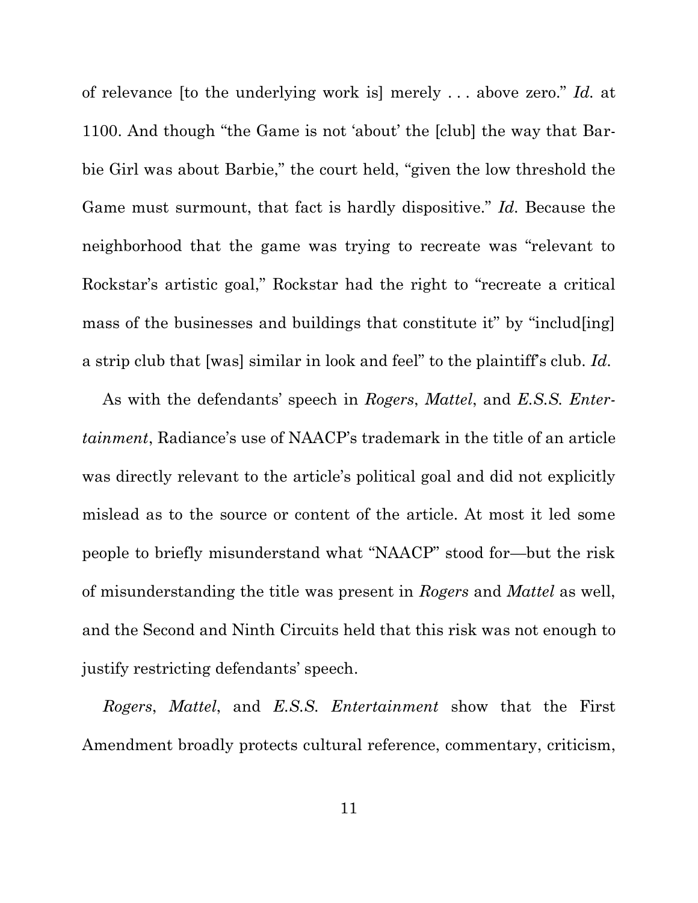of relevance [to the underlying work is] merely . . . above zero." *Id.* at 1100. And though "the Game is not 'about' the [club] the way that Barbie Girl was about Barbie," the court held, "given the low threshold the Game must surmount, that fact is hardly dispositive." *Id.* Because the neighborhood that the game was trying to recreate was "relevant to Rockstar's artistic goal," Rockstar had the right to "recreate a critical mass of the businesses and buildings that constitute it" by "includ[ing] a strip club that [was] similar in look and feel" to the plaintiff's club. *Id.*

As with the defendants' speech in *Rogers*, *Mattel*, and *E.S.S. Entertainment*, Radiance's use of NAACP's trademark in the title of an article was directly relevant to the article's political goal and did not explicitly mislead as to the source or content of the article. At most it led some people to briefly misunderstand what "NAACP" stood for—but the risk of misunderstanding the title was present in *Rogers* and *Mattel* as well, and the Second and Ninth Circuits held that this risk was not enough to justify restricting defendants' speech.

*Rogers*, *Mattel*, and *E.S.S. Entertainment* show that the First Amendment broadly protects cultural reference, commentary, criticism,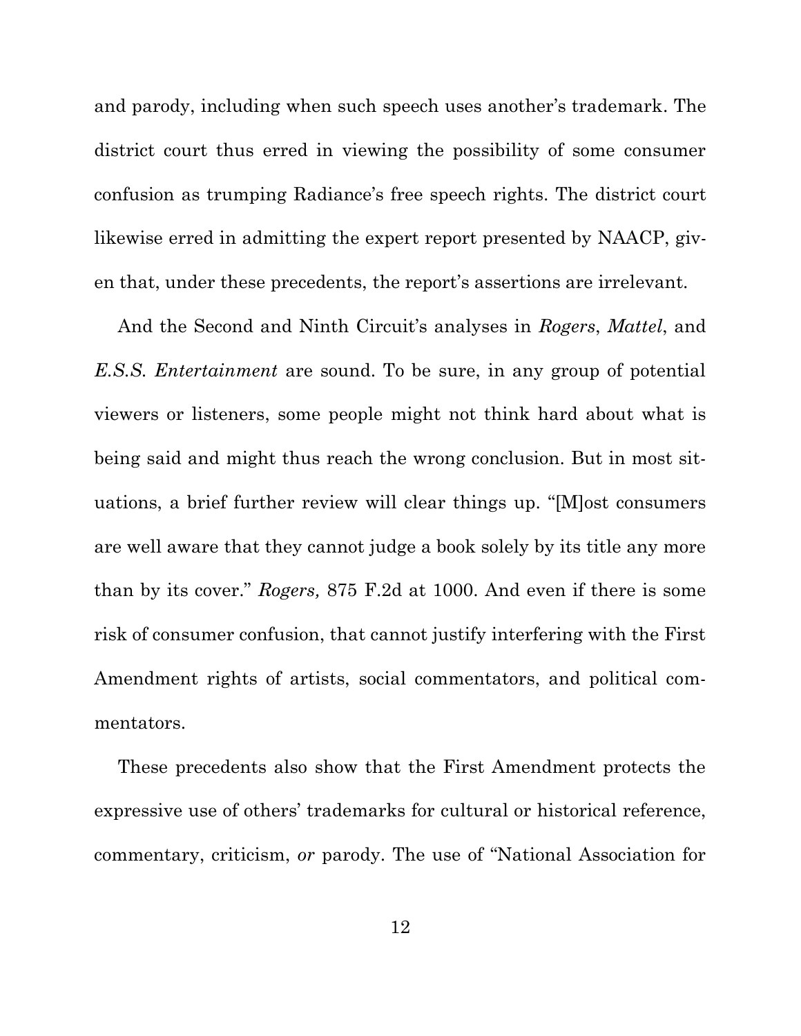and parody, including when such speech uses another's trademark. The district court thus erred in viewing the possibility of some consumer confusion as trumping Radiance's free speech rights. The district court likewise erred in admitting the expert report presented by NAACP, given that, under these precedents, the report's assertions are irrelevant.

And the Second and Ninth Circuit's analyses in *Rogers*, *Mattel*, and *E.S.S. Entertainment* are sound. To be sure, in any group of potential viewers or listeners, some people might not think hard about what is being said and might thus reach the wrong conclusion. But in most situations, a brief further review will clear things up. "[M]ost consumers are well aware that they cannot judge a book solely by its title any more than by its cover." *Rogers,* 875 F.2d at 1000. And even if there is some risk of consumer confusion, that cannot justify interfering with the First Amendment rights of artists, social commentators, and political commentators.

These precedents also show that the First Amendment protects the expressive use of others' trademarks for cultural or historical reference, commentary, criticism, *or* parody. The use of "National Association for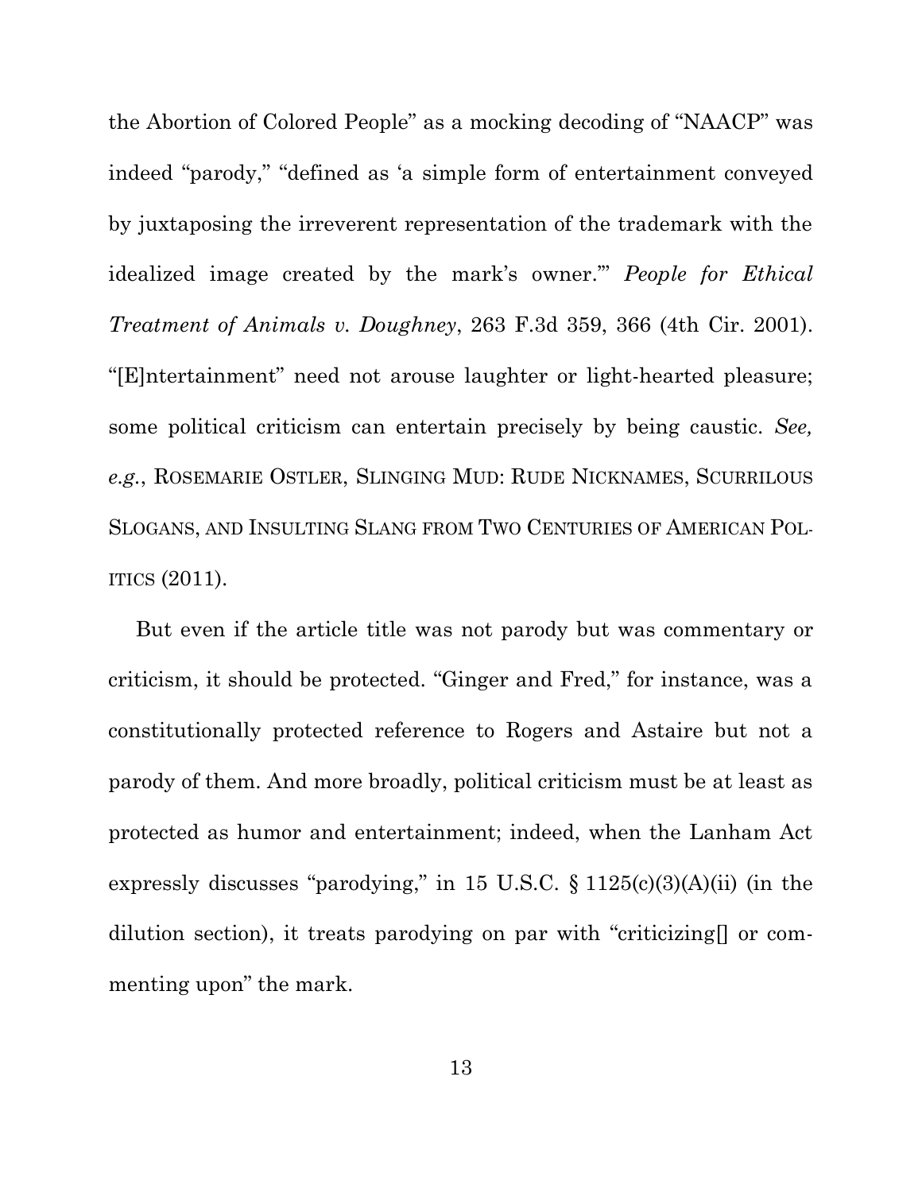the Abortion of Colored People" as a mocking decoding of "NAACP" was indeed "parody," "defined as 'a simple form of entertainment conveyed by juxtaposing the irreverent representation of the trademark with the idealized image created by the mark's owner.'" *People for Ethical Treatment of Animals v. Doughney*, 263 F.3d 359, 366 (4th Cir. 2001). "[E]ntertainment" need not arouse laughter or light-hearted pleasure; some political criticism can entertain precisely by being caustic. *See, e.g.*, ROSEMARIE OSTLER, SLINGING MUD: RUDE NICKNAMES, SCURRILOUS SLOGANS, AND INSULTING SLANG FROM TWO CENTURIES OF AMERICAN POLITICS (2011).

But even if the article title was not parody but was commentary or criticism, it should be protected. "Ginger and Fred," for instance, was a constitutionally protected reference to Rogers and Astaire but not a parody of them. And more broadly, political criticism must be at least as protected as humor and entertainment; indeed, when the Lanham Act expressly discusses "parodying," in 15 U.S.C. § 1125(c)(3)(A)(ii) (in the dilution section), it treats parodying on par with "criticizing[] or commenting upon" the mark.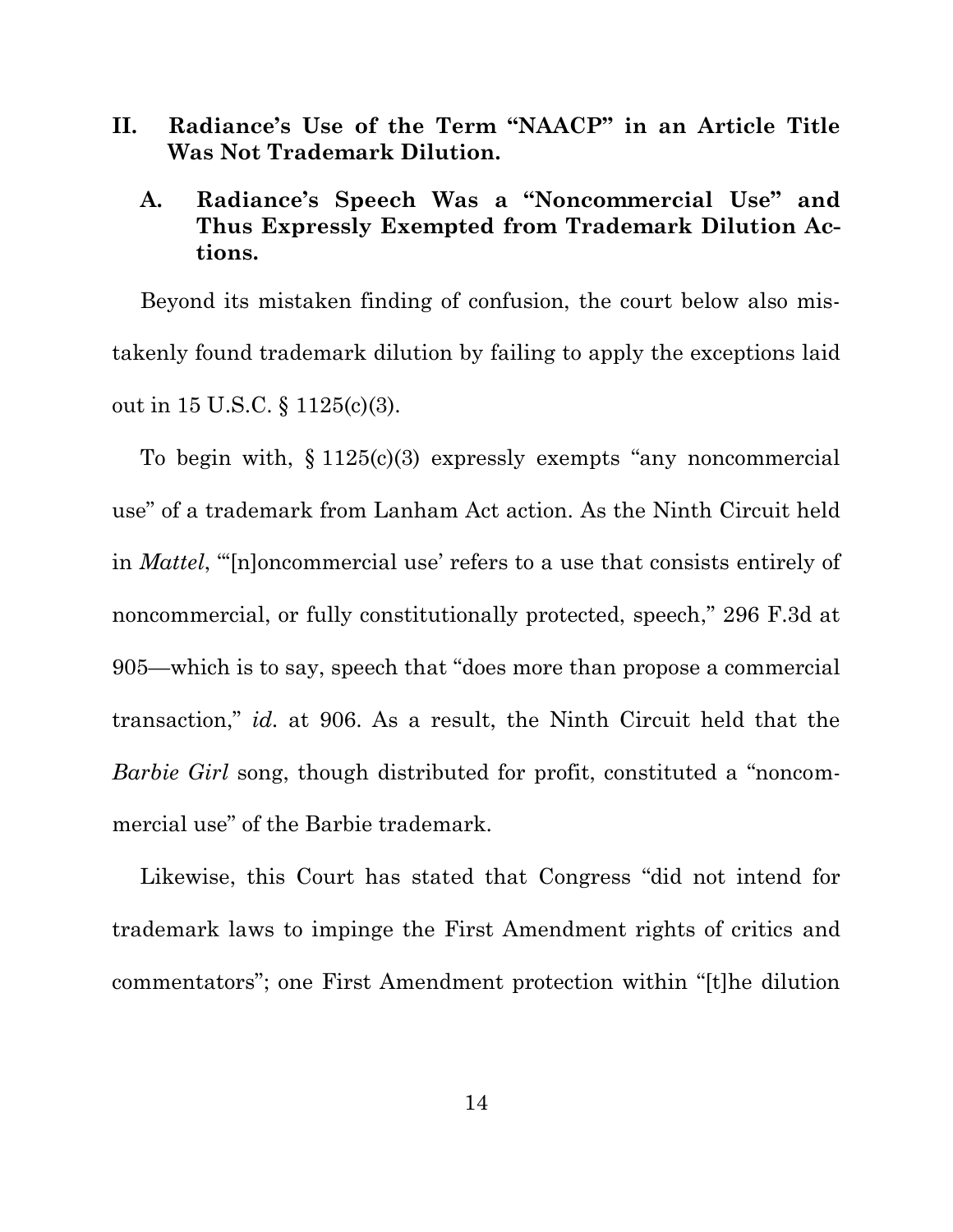## II. Radiance's Use of the Term "NAACP" in an Article Title Was Not Trademark Dilution.

### A. Radiance's Speech Was a "Noncommercial Use" and Thus Expressly Exempted from Trademark Dilution Actions.

Beyond its mistaken finding of confusion, the court below also mistakenly found trademark dilution by failing to apply the exceptions laid out in 15 U.S.C. § 1125(c)(3).

To begin with, § 1125(c)(3) expressly exempts "any noncommercial use" of a trademark from Lanham Act action. As the Ninth Circuit held in *Mattel*, "'[n]oncommercial use' refers to a use that consists entirely of noncommercial, or fully constitutionally protected, speech," 296 F.3d at 905—which is to say, speech that "does more than propose a commercial transaction," *id.* at 906. As a result, the Ninth Circuit held that the *Barbie Girl* song, though distributed for profit, constituted a "noncommercial use" of the Barbie trademark.

Likewise, this Court has stated that Congress "did not intend for trademark laws to impinge the First Amendment rights of critics and commentators"; one First Amendment protection within "[t]he dilution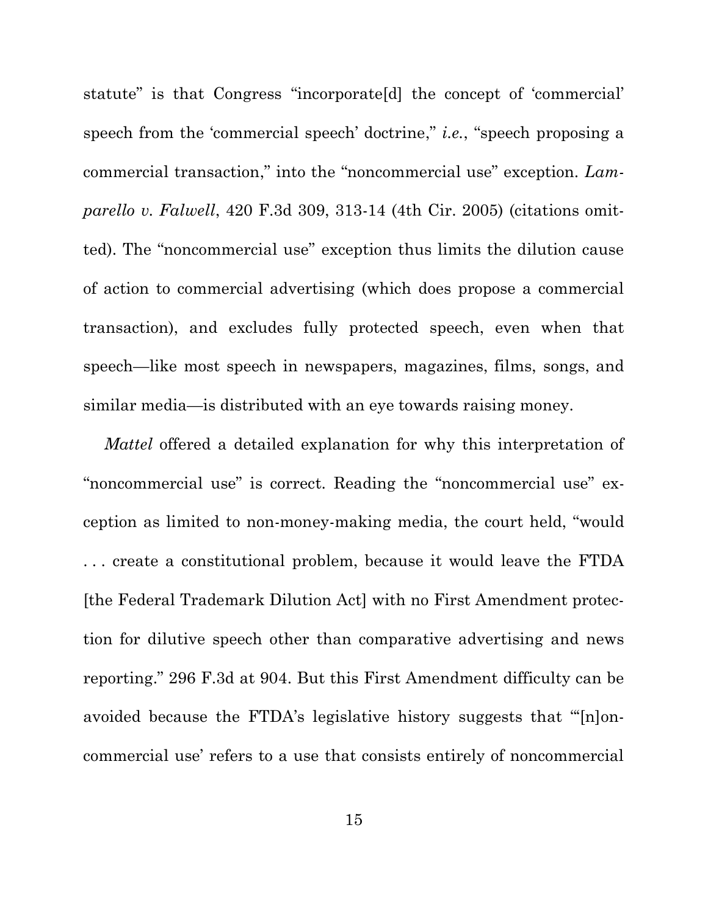statute" is that Congress "incorporate[d] the concept of 'commercial' speech from the 'commercial speech' doctrine," *i.e.*, "speech proposing a commercial transaction," into the "noncommercial use" exception. *Lamparello v. Falwell*, 420 F.3d 309, 313-14 (4th Cir. 2005) (citations omitted). The "noncommercial use" exception thus limits the dilution cause of action to commercial advertising (which does propose a commercial transaction), and excludes fully protected speech, even when that speech—like most speech in newspapers, magazines, films, songs, and similar media—is distributed with an eye towards raising money.

*Mattel* offered a detailed explanation for why this interpretation of "noncommercial use" is correct. Reading the "noncommercial use" exception as limited to non-money-making media, the court held, "would . . . create a constitutional problem, because it would leave the FTDA [the Federal Trademark Dilution Act] with no First Amendment protection for dilutive speech other than comparative advertising and news reporting." 296 F.3d at 904. But this First Amendment difficulty can be avoided because the FTDA's legislative history suggests that "'[n]oncommercial use' refers to a use that consists entirely of noncommercial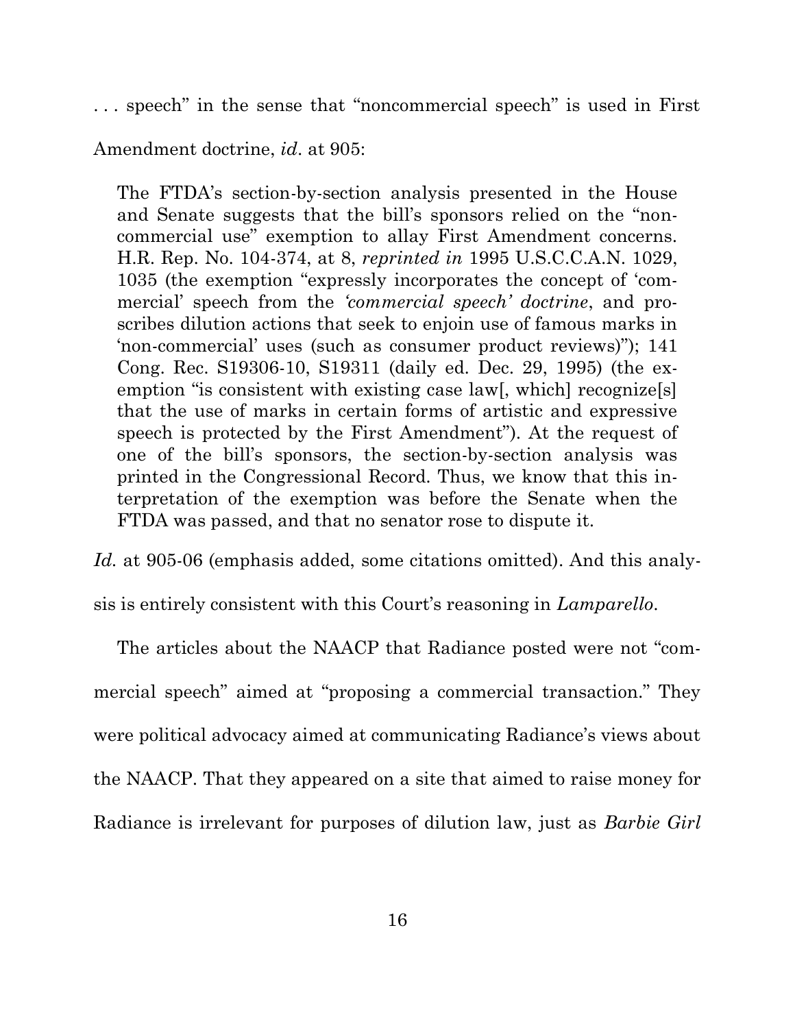. . . speech" in the sense that "noncommercial speech" is used in First Amendment doctrine, *id*. at 905:

> The FTDA's section-by-section analysis presented in the House and Senate suggests that the bill's sponsors relied on the "non-commercial use" exemption to allay First Amendment concerns. H.R. Rep. No. 104-374, at 8, *reprinted in* 1995 U.S.C.C.A.N. 1029, 1035 (the exemption "expressly incorporates the concept of 'commercial' speech from the *'commercial speech' doctrine*, and proscribes dilution actions that seek to enjoin use of famous marks in 'non-commercial' uses (such as consumer product reviews)"); 141 Cong. Rec. S19306-10, S19311 (daily ed. Dec. 29, 1995) (the exemption "is consistent with existing case law[, which] recognize[s] that the use of marks in certain forms of artistic and expressive speech is protected by the First Amendment"). At the request of one of the bill's sponsors, the section-by-section analysis was printed in the Congressional Record. Thus, we know that this interpretation of the exemption was before the Senate when the FTDA was passed, and that no senator rose to dispute it.

*Id.* at 905-06 (emphasis added, some citations omitted). And this analysis is entirely consistent with this Court's reasoning in *Lamparello*.

The articles about the NAACP that Radiance posted were not "commercial speech" aimed at "proposing a commercial transaction." They were political advocacy aimed at communicating Radiance's views about the NAACP. That they appeared on a site that aimed to raise money for Radiance is irrelevant for purposes of dilution law, just as *Barbie Girl*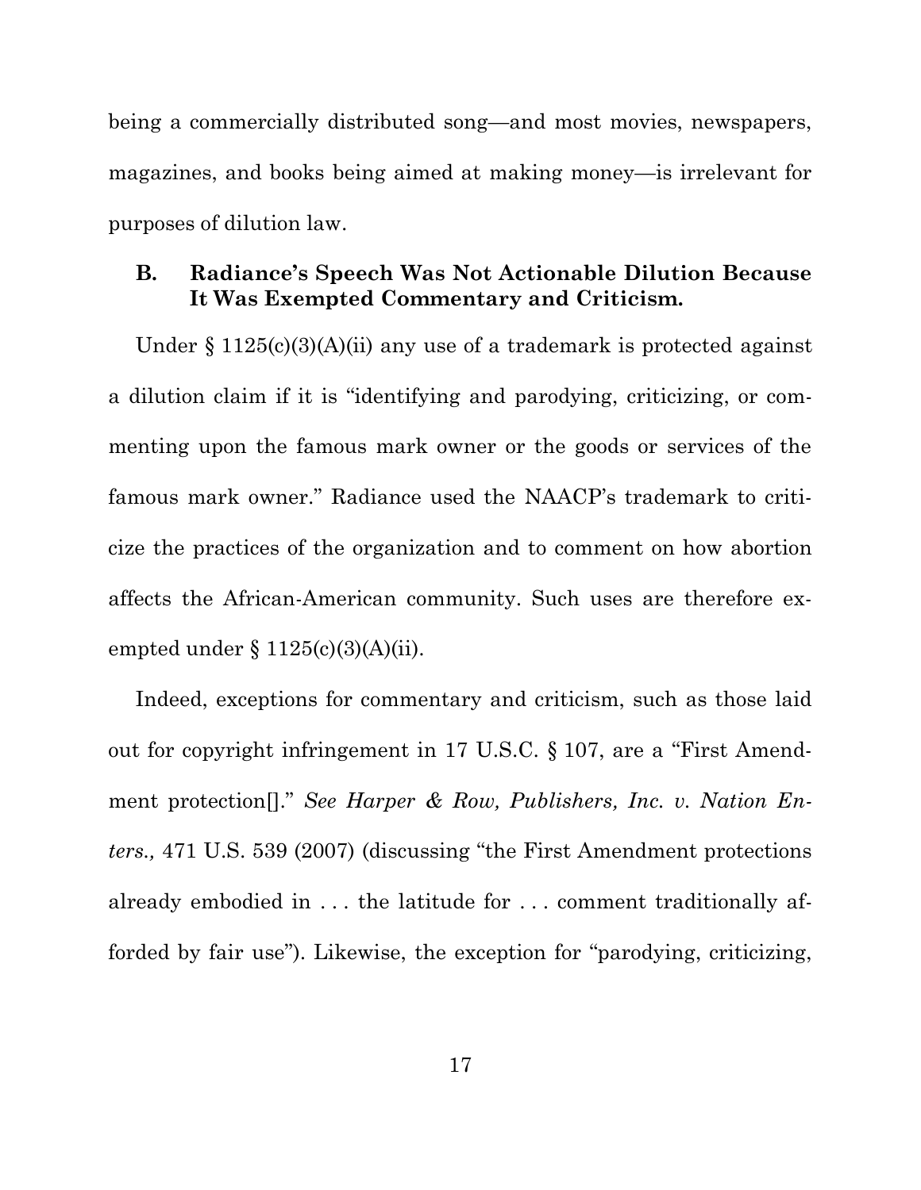being a commercially distributed song—and most movies, newspapers, magazines, and books being aimed at making money—is irrelevant for purposes of dilution law.

### B. Radiance's Speech Was Not Actionable Dilution Because It Was Exempted Commentary and Criticism.

Under § 1125(c)(3)(A)(ii) any use of a trademark is protected against a dilution claim if it is "identifying and parodying, criticizing, or commenting upon the famous mark owner or the goods or services of the famous mark owner." Radiance used the NAACP's trademark to criticize the practices of the organization and to comment on how abortion affects the African-American community. Such uses are therefore exempted under § 1125(c)(3)(A)(ii).

Indeed, exceptions for commentary and criticism, such as those laid out for copyright infringement in 17 U.S.C. § 107, are a "First Amendment protection[]." *See Harper & Row, Publishers, Inc. v. Nation Enters.,* 471 U.S. 539 (2007) (discussing "the First Amendment protections already embodied in . . . the latitude for . . . comment traditionally afforded by fair use"). Likewise, the exception for "parodying, criticizing,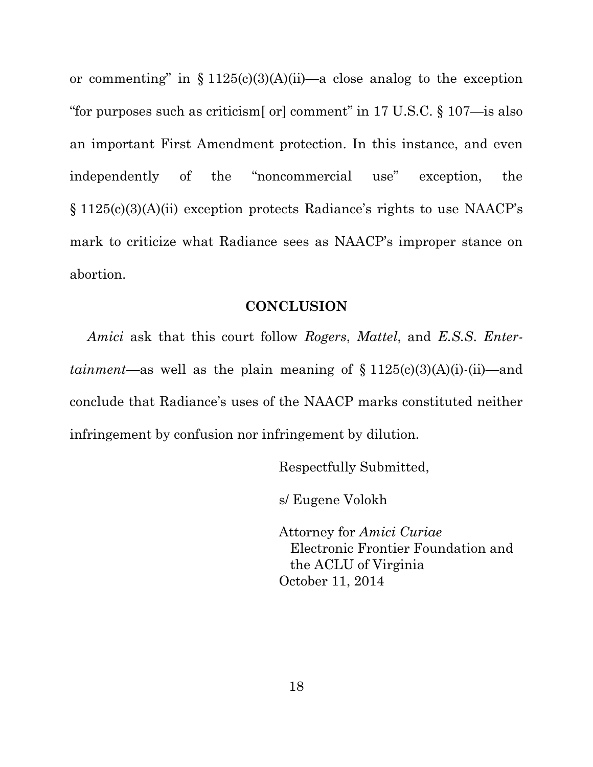or commenting" in § 1125(c)(3)(A)(ii)—a close analog to the exception "for purposes such as criticism[ or] comment" in 17 U.S.C. § 107—is also an important First Amendment protection. In this instance, and even independently of the "noncommercial use" exception, the § 1125(c)(3)(A)(ii) exception protects Radiance's rights to use NAACP's mark to criticize what Radiance sees as NAACP's improper stance on abortion.

## CONCLUSION

*Amici* ask that this court follow *Rogers*, *Mattel*, and *E.S.S. Entertainment*—as well as the plain meaning of § 1125(c)(3)(A)(i)-(ii)—and conclude that Radiance's uses of the NAACP marks constituted neither infringement by confusion nor infringement by dilution.

Respectfully Submitted,

s/ Eugene Volokh

Attorney for *Amici Curiae*
Electronic Frontier Foundation and the ACLU of Virginia
October 11, 2014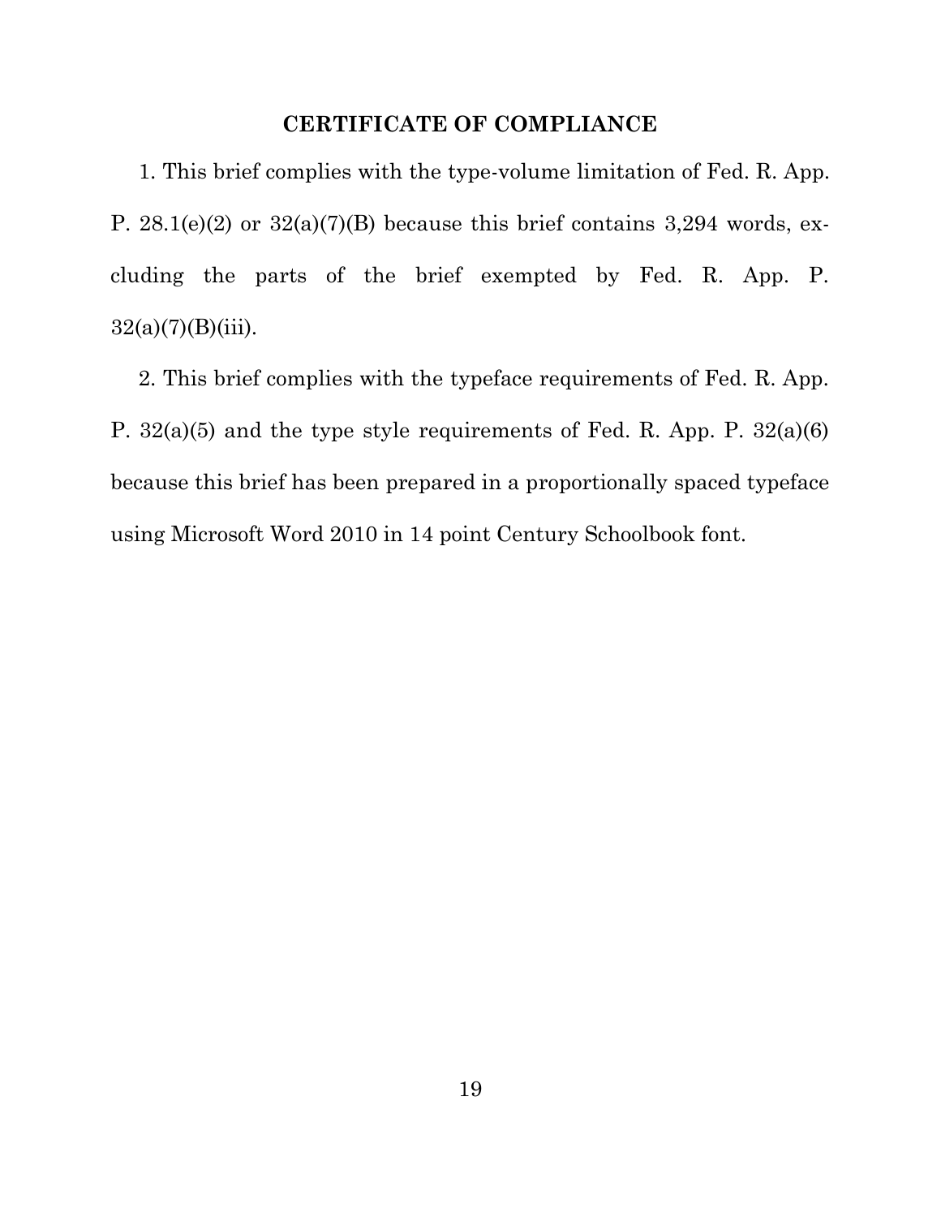## CERTIFICATE OF COMPLIANCE

1. This brief complies with the type-volume limitation of Fed. R. App. P. 28.1(e)(2) or 32(a)(7)(B) because this brief contains 3,294 words, excluding the parts of the brief exempted by Fed. R. App. P. 32(a)(7)(B)(iii).

2. This brief complies with the typeface requirements of Fed. R. App. P. 32(a)(5) and the type style requirements of Fed. R. App. P. 32(a)(6) because this brief has been prepared in a proportionally spaced typeface using Microsoft Word 2010 in 14 point Century Schoolbook font.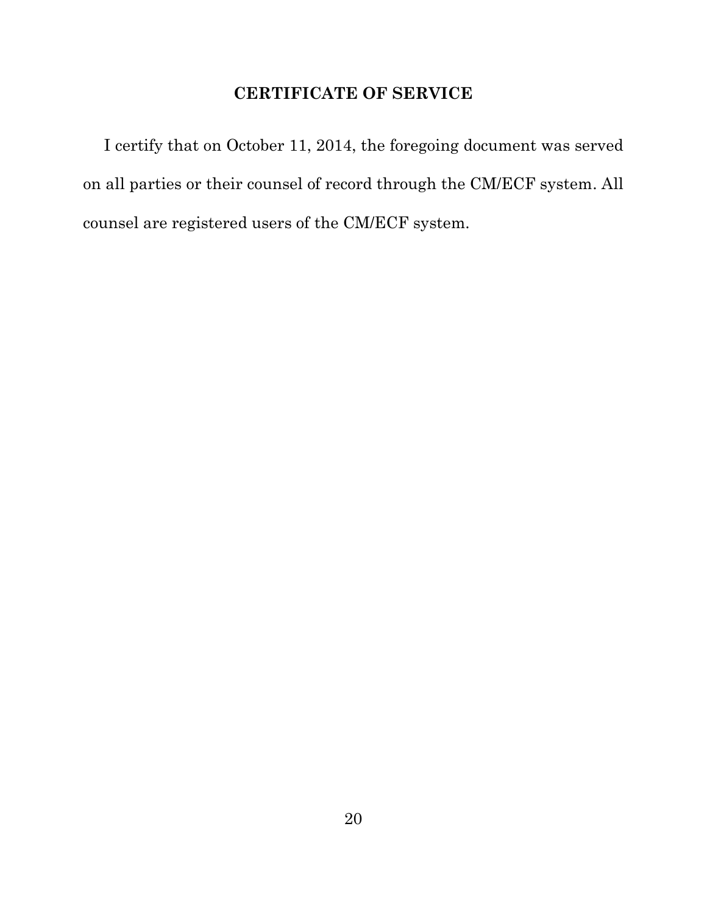## CERTIFICATE OF SERVICE

I certify that on October 11, 2014, the foregoing document was served on all parties or their counsel of record through the CM/ECF system. All counsel are registered users of the CM/ECF system.